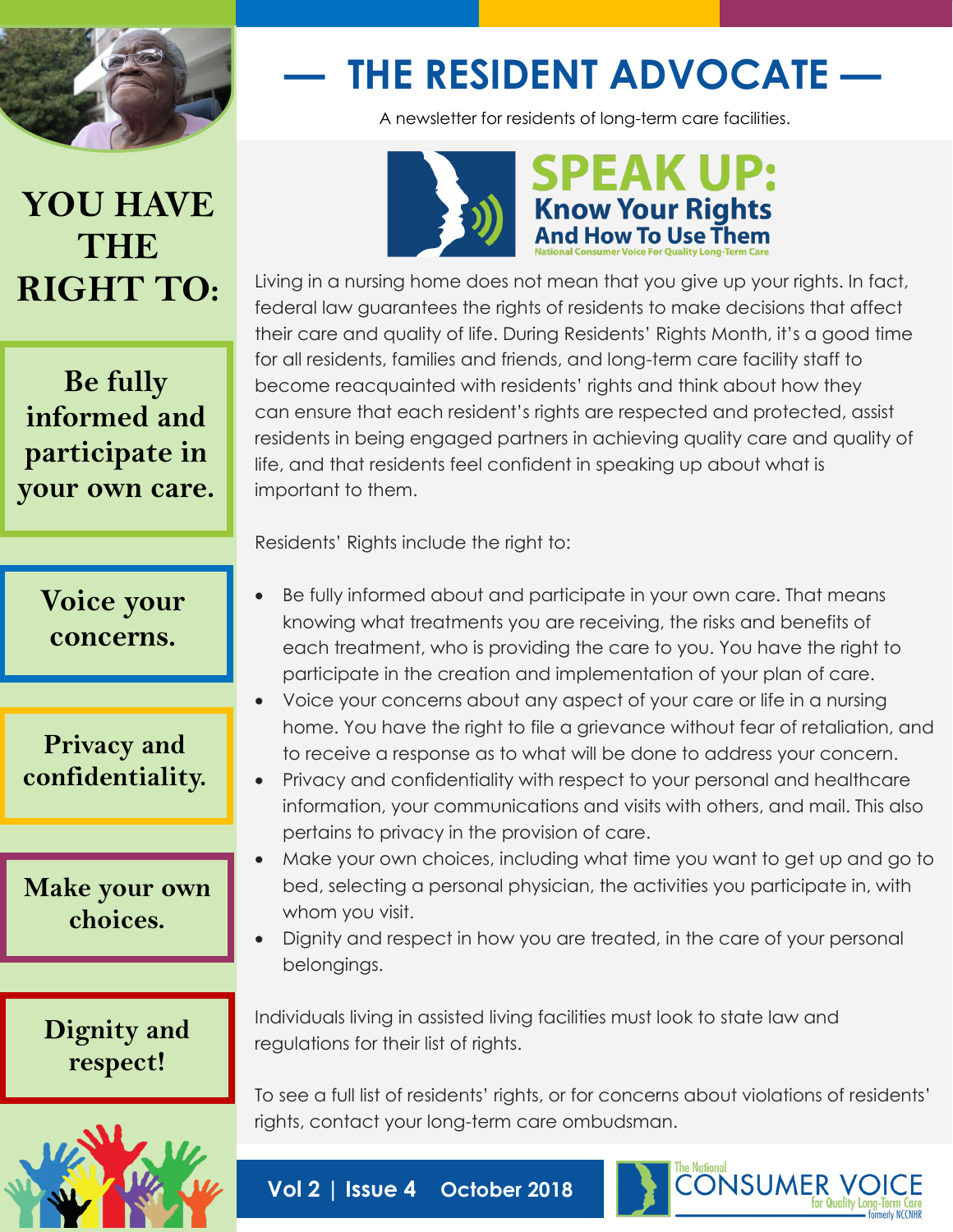# — THE RESIDENT ADVOCATE —

A newsletter for residents of long-term care facilities.

## SPEAK UP: Know Your Rights And How To Use Them

National Consumer Voice For Quality Long-Term Care

Living in a nursing home does not mean that you give up your rights. In fact, federal law guarantees the rights of residents to make decisions that affect their care and quality of life. During Residents' Rights Month, it's a good time for all residents, families and friends, and long-term care facility staff to become reacquainted with residents' rights and think about how they can ensure that each resident's rights are respected and protected, assist residents in being engaged partners in achieving quality care and quality of life, and that residents feel confident in speaking up about what is important to them.

Residents' Rights include the right to:

- Be fully informed about and participate in your own care. That means knowing what treatments you are receiving, the risks and benefits of each treatment, who is providing the care to you. You have the right to participate in the creation and implementation of your plan of care.
- Voice your concerns about any aspect of your care or life in a nursing home. You have the right to file a grievance without fear of retaliation, and to receive a response as to what will be done to address your concern.
- Privacy and confidentiality with respect to your personal and healthcare information, your communications and visits with others, and mail. This also pertains to privacy in the provision of care.
- Make your own choices, including what time you want to get up and go to bed, selecting a personal physician, the activities you participate in, with whom you visit.
- Dignity and respect in how you are treated, in the care of your personal belongings.

Individuals living in assisted living facilities must look to state law and regulations for their list of rights.

To see a full list of residents' rights, or for concerns about violations of residents' rights, contact your long-term care ombudsman.

## YOU HAVE THE RIGHT TO:

**Be fully informed and participate in your own care.**

**Voice your concerns.**

**Privacy and confidentiality.**

**Make your own choices.**

**Dignity and respect!**

Vol 2 | Issue 4 October 2018

The National Consumer Voice for Quality Long-Term Care formerly NCCNHR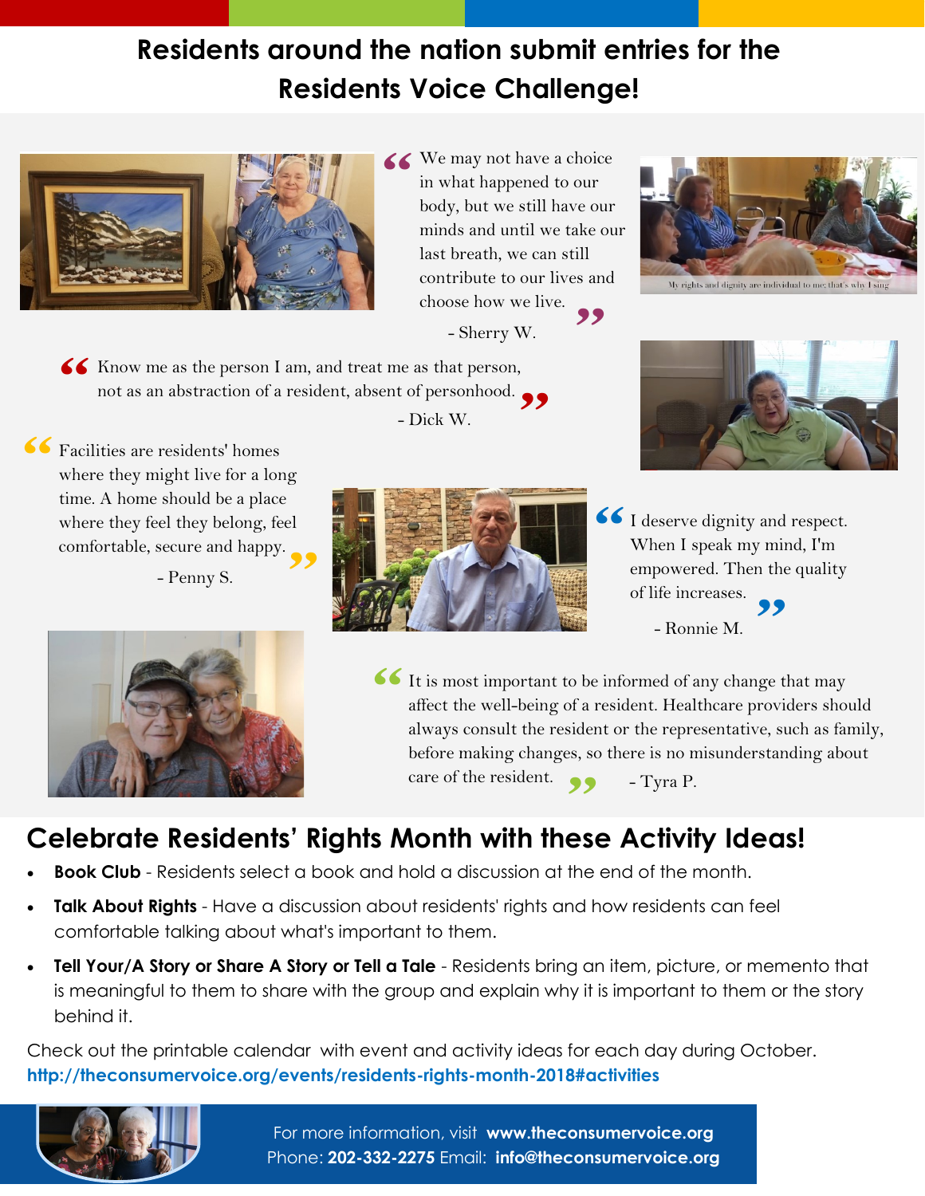# Residents around the nation submit entries for the Residents Voice Challenge!

> "We may not have a choice in what happened to our body, but we still have our minds and until we take our last breath, we can still contribute to our lives and choose how we live."
>
> - Sherry W.

My rights and dignity are individual to me; that's why I sing

> "Know me as the person I am, and treat me as that person, not as an abstraction of a resident, absent of personhood."
>
> - Dick W.

> "Facilities are residents' homes where they might live for a long time. A home should be a place where they feel they belong, feel comfortable, secure and happy."
>
> - Penny S.

> "I deserve dignity and respect. When I speak my mind, I'm empowered. Then the quality of life increases."
>
> - Ronnie M.

> "It is most important to be informed of any change that may affect the well-being of a resident. Healthcare providers should always consult the resident or the representative, such as family, before making changes, so there is no misunderstanding about care of the resident."
>
> - Tyra P.

## Celebrate Residents' Rights Month with these Activity Ideas!

- **Book Club** - Residents select a book and hold a discussion at the end of the month.
- **Talk About Rights** - Have a discussion about residents' rights and how residents can feel comfortable talking about what's important to them.
- **Tell Your/A Story or Share A Story or Tell a Tale** - Residents bring an item, picture, or memento that is meaningful to them to share with the group and explain why it is important to them or the story behind it.

Check out the printable calendar with event and activity ideas for each day during October.
http://theconsumervoice.org/events/residents-rights-month-2018#activities

For more information, visit **www.theconsumervoice.org**
Phone: **202-332-2275** Email: **info@theconsumervoice.org**